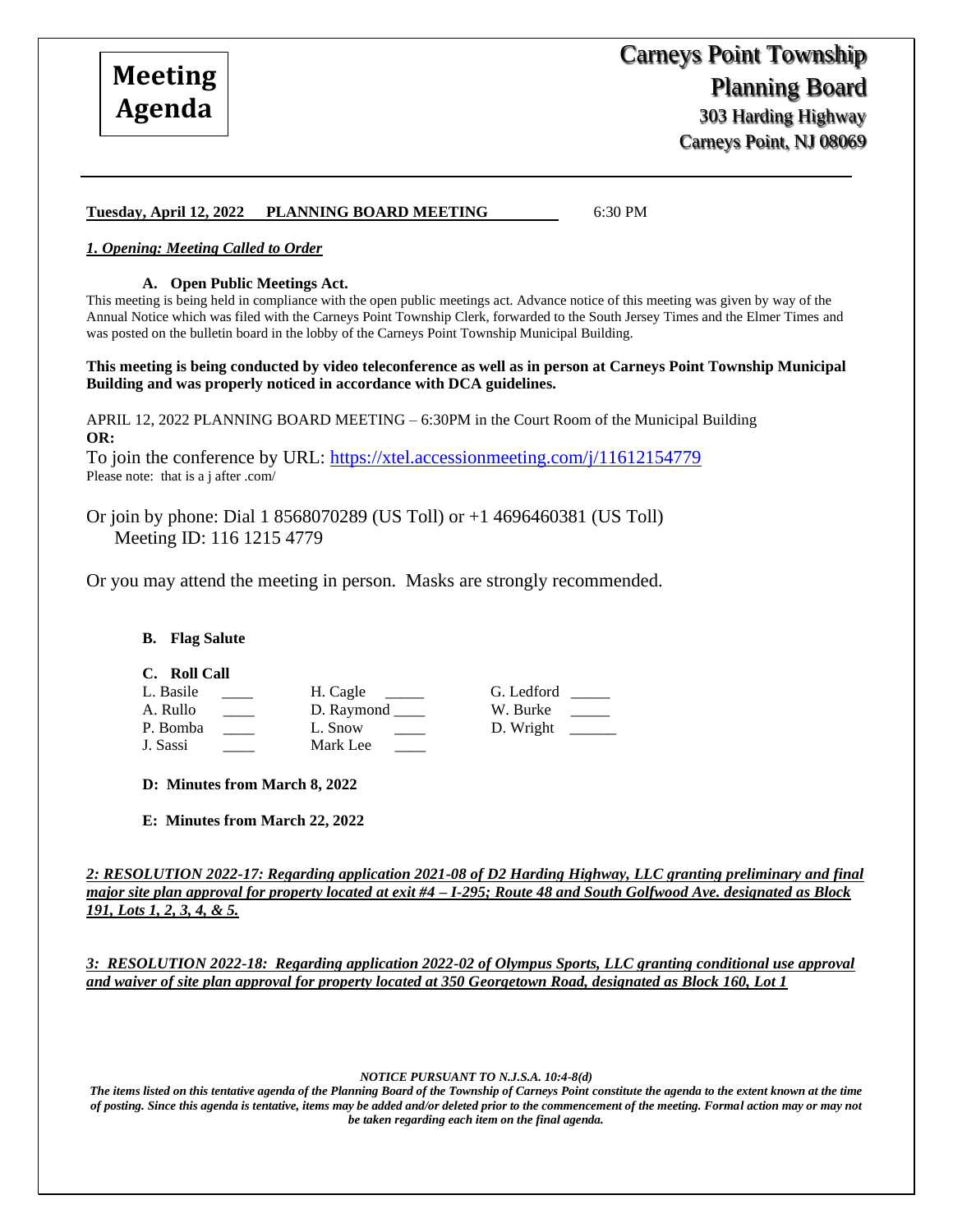**Meeting Agenda**

# Carneys Point Township Planning Board

303 Harding Highway
Carneys Point, NJ 08069

---

**Tuesday, April 12, 2022 PLANNING BOARD MEETING** 6:30 PM

***1. Opening: Meeting Called to Order***

**A. Open Public Meetings Act.**

This meeting is being held in compliance with the open public meetings act. Advance notice of this meeting was given by way of the Annual Notice which was filed with the Carneys Point Township Clerk, forwarded to the South Jersey Times and the Elmer Times and was posted on the bulletin board in the lobby of the Carneys Point Township Municipal Building.

**This meeting is being conducted by video teleconference as well as in person at Carneys Point Township Municipal Building and was properly noticed in accordance with DCA guidelines.**

APRIL 12, 2022 PLANNING BOARD MEETING – 6:30PM in the Court Room of the Municipal Building
**OR:**
To join the conference by URL: https://xtel.accessionmeeting.com/j/11612154779
Please note: that is a j after .com/

Or join by phone: Dial 1 8568070289 (US Toll) or +1 4696460381 (US Toll)
Meeting ID: 116 1215 4779

Or you may attend the meeting in person. Masks are strongly recommended.

**B. Flag Salute**

**C. Roll Call**

| | | |
|---|---|---|
| L. Basile ____ | H. Cagle _____ | G. Ledford _____ |
| A. Rullo ____ | D. Raymond ____ | W. Burke _____ |
| P. Bomba ____ | L. Snow ____ | D. Wright ______ |
| J. Sassi ____ | Mark Lee ____ | |

**D: Minutes from March 8, 2022**

**E: Minutes from March 22, 2022**

***2: RESOLUTION 2022-17: Regarding application 2021-08 of D2 Harding Highway, LLC granting preliminary and final major site plan approval for property located at exit #4 – I-295; Route 48 and South Golfwood Ave. designated as Block 191, Lots 1, 2, 3, 4, & 5.***

***3: RESOLUTION 2022-18: Regarding application 2022-02 of Olympus Sports, LLC granting conditional use approval and waiver of site plan approval for property located at 350 Georgetown Road, designated as Block 160, Lot 1***

***NOTICE PURSUANT TO N.J.S.A. 10:4-8(d)***

***The items listed on this tentative agenda of the Planning Board of the Township of Carneys Point constitute the agenda to the extent known at the time of posting. Since this agenda is tentative, items may be added and/or deleted prior to the commencement of the meeting. Formal action may or may not be taken regarding each item on the final agenda.***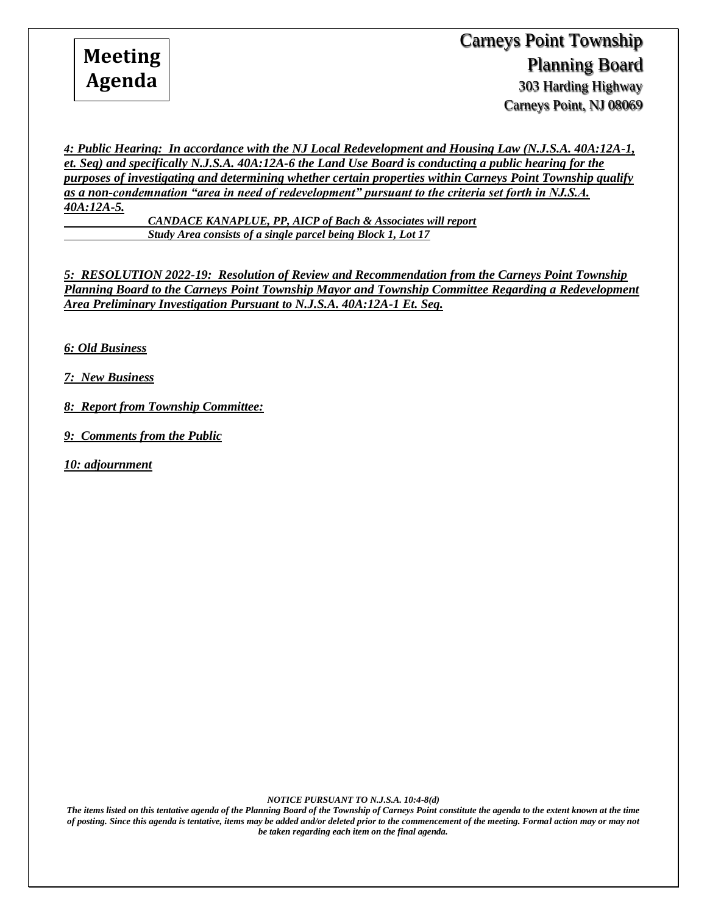**Meeting Agenda**

# Carneys Point Township Planning Board

303 Harding Highway
Carneys Point, NJ 08069

***4: Public Hearing: In accordance with the NJ Local Redevelopment and Housing Law (N.J.S.A. 40A:12A-1, et. Seq) and specifically N.J.S.A. 40A:12A-6 the Land Use Board is conducting a public hearing for the purposes of investigating and determining whether certain properties within Carneys Point Township qualify as a non-condemnation "area in need of redevelopment" pursuant to the criteria set forth in NJ.S.A. 40A:12A-5.***

***CANDACE KANAPLUE, PP, AICP of Bach & Associates will report***
***Study Area consists of a single parcel being Block 1, Lot 17***

***5: RESOLUTION 2022-19: Resolution of Review and Recommendation from the Carneys Point Township Planning Board to the Carneys Point Township Mayor and Township Committee Regarding a Redevelopment Area Preliminary Investigation Pursuant to N.J.S.A. 40A:12A-1 Et. Seq.***

***6: Old Business***

***7: New Business***

***8: Report from Township Committee:***

***9: Comments from the Public***

***10: adjournment***

***NOTICE PURSUANT TO N.J.S.A. 10:4-8(d)***

***The items listed on this tentative agenda of the Planning Board of the Township of Carneys Point constitute the agenda to the extent known at the time of posting. Since this agenda is tentative, items may be added and/or deleted prior to the commencement of the meeting. Formal action may or may not be taken regarding each item on the final agenda.***